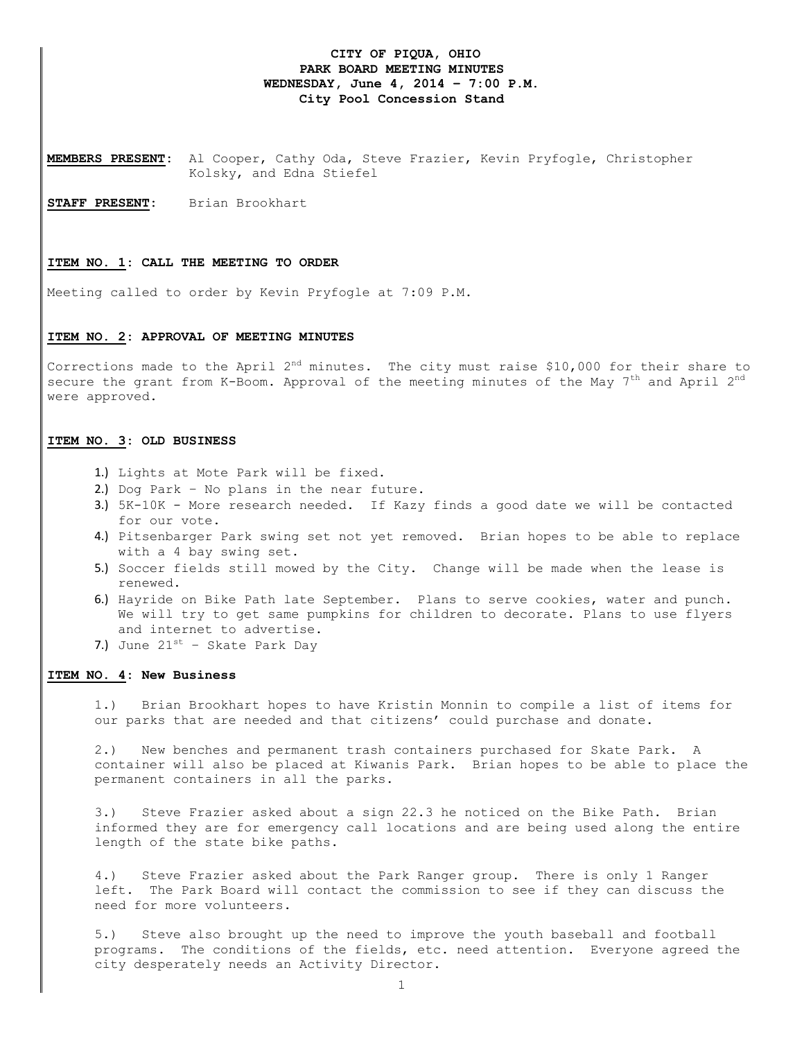**CITY OF PIQUA, OHIO**
**PARK BOARD MEETING MINUTES**
**WEDNESDAY, June 4, 2014 – 7:00 P.M.**
**City Pool Concession Stand**

**MEMBERS PRESENT**: Al Cooper, Cathy Oda, Steve Frazier, Kevin Pryfogle, Christopher Kolsky, and Edna Stiefel

**STAFF PRESENT**: Brian Brookhart

**ITEM NO. 1: CALL THE MEETING TO ORDER**

Meeting called to order by Kevin Pryfogle at 7:09 P.M.

**ITEM NO. 2: APPROVAL OF MEETING MINUTES**

Corrections made to the April 2nd minutes. The city must raise $10,000 for their share to secure the grant from K-Boom. Approval of the meeting minutes of the May 7th and April 2nd were approved.

**ITEM NO. 3: OLD BUSINESS**

1.) Lights at Mote Park will be fixed.
2.) Dog Park – No plans in the near future.
3.) 5K-10K - More research needed. If Kazy finds a good date we will be contacted for our vote.
4.) Pitsenbarger Park swing set not yet removed. Brian hopes to be able to replace with a 4 bay swing set.
5.) Soccer fields still mowed by the City. Change will be made when the lease is renewed.
6.) Hayride on Bike Path late September. Plans to serve cookies, water and punch. We will try to get same pumpkins for children to decorate. Plans to use flyers and internet to advertise.
7.) June 21st – Skate Park Day

**ITEM NO. 4: New Business**

1.) Brian Brookhart hopes to have Kristin Monnin to compile a list of items for our parks that are needed and that citizens' could purchase and donate.

2.) New benches and permanent trash containers purchased for Skate Park. A container will also be placed at Kiwanis Park. Brian hopes to be able to place the permanent containers in all the parks.

3.) Steve Frazier asked about a sign 22.3 he noticed on the Bike Path. Brian informed they are for emergency call locations and are being used along the entire length of the state bike paths.

4.) Steve Frazier asked about the Park Ranger group. There is only 1 Ranger left. The Park Board will contact the commission to see if they can discuss the need for more volunteers.

5.) Steve also brought up the need to improve the youth baseball and football programs. The conditions of the fields, etc. need attention. Everyone agreed the city desperately needs an Activity Director.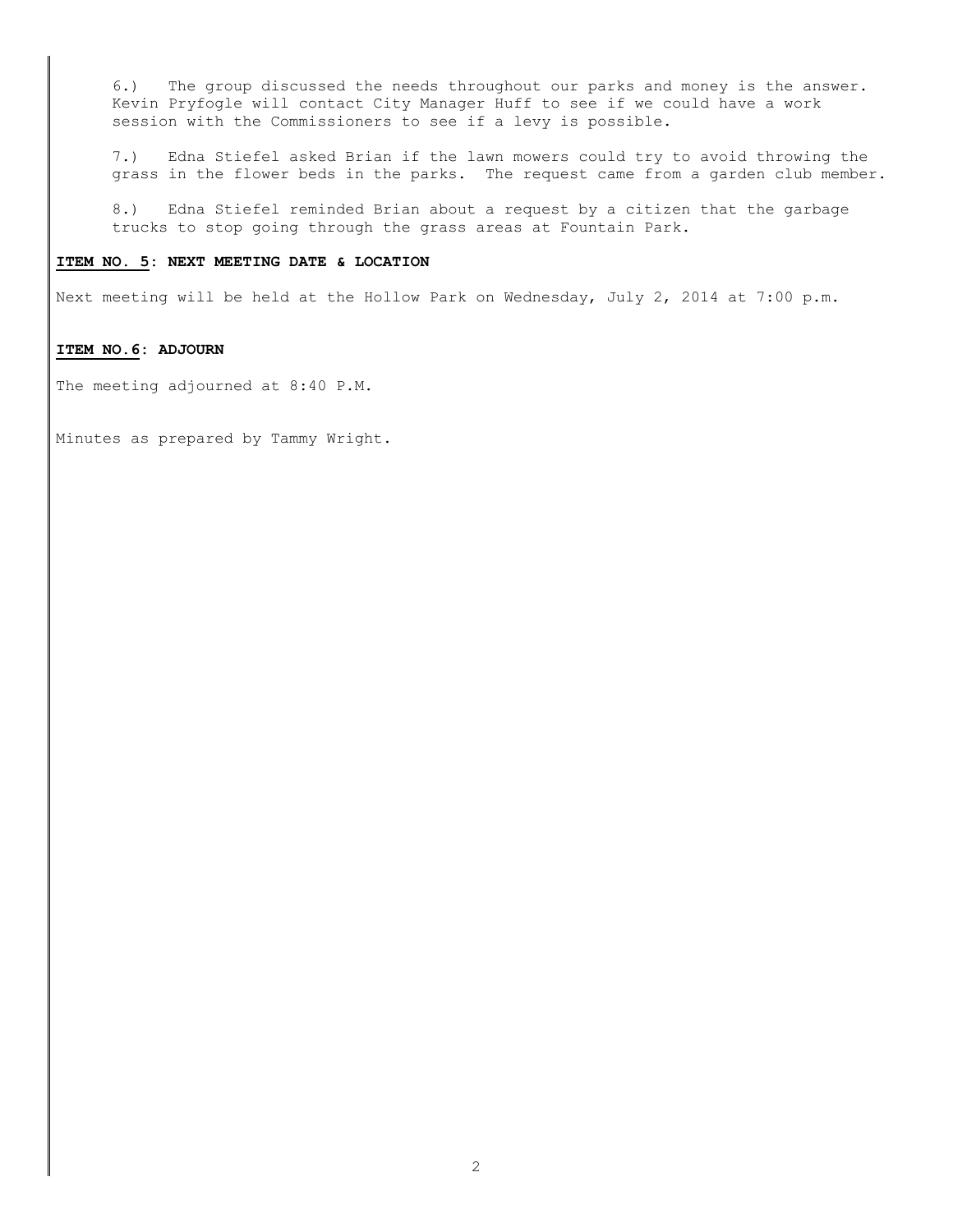6.) The group discussed the needs throughout our parks and money is the answer. Kevin Pryfogle will contact City Manager Huff to see if we could have a work session with the Commissioners to see if a levy is possible.

7.) Edna Stiefel asked Brian if the lawn mowers could try to avoid throwing the grass in the flower beds in the parks. The request came from a garden club member.

8.) Edna Stiefel reminded Brian about a request by a citizen that the garbage trucks to stop going through the grass areas at Fountain Park.

**ITEM NO. 5: NEXT MEETING DATE & LOCATION**

Next meeting will be held at the Hollow Park on Wednesday, July 2, 2014 at 7:00 p.m.

**ITEM NO.6: ADJOURN**

The meeting adjourned at 8:40 P.M.

Minutes as prepared by Tammy Wright.